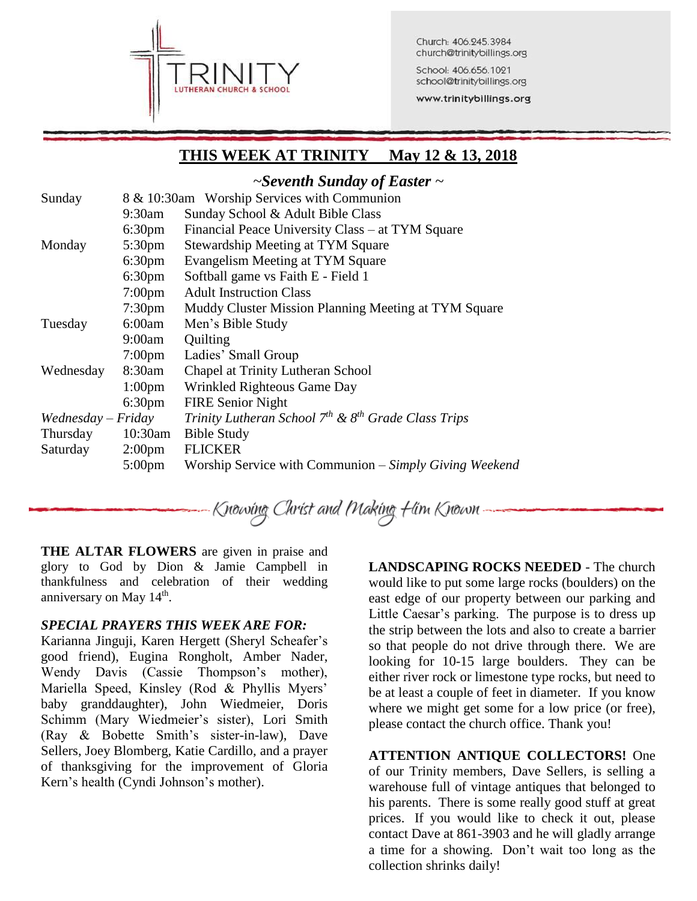TRINITY
LUTHERAN CHURCH & SCHOOL

Church: 406.245.3984
church@trinitybillings.org

School: 406.656.1021
school@trinitybillings.org

www.trinitybillings.org

## THIS WEEK AT TRINITY May 12 & 13, 2018

### *~Seventh Sunday of Easter ~*

| | | |
|---|---|---|
| Sunday | 8 & 10:30am | Worship Services with Communion |
| | 9:30am | Sunday School & Adult Bible Class |
| | 6:30pm | Financial Peace University Class – at TYM Square |
| Monday | 5:30pm | Stewardship Meeting at TYM Square |
| | 6:30pm | Evangelism Meeting at TYM Square |
| | 6:30pm | Softball game vs Faith E - Field 1 |
| | 7:00pm | Adult Instruction Class |
| | 7:30pm | Muddy Cluster Mission Planning Meeting at TYM Square |
| Tuesday | 6:00am | Men's Bible Study |
| | 9:00am | Quilting |
| | 7:00pm | Ladies' Small Group |
| Wednesday | 8:30am | Chapel at Trinity Lutheran School |
| | 1:00pm | Wrinkled Righteous Game Day |
| | 6:30pm | FIRE Senior Night |
| *Wednesday – Friday* | | *Trinity Lutheran School 7th & 8th Grade Class Trips* |
| Thursday | 10:30am | Bible Study |
| Saturday | 2:00pm | FLICKER |
| | 5:00pm | Worship Service with Communion – *Simply Giving Weekend* |

*Knowing Christ and Making Him Known*

**THE ALTAR FLOWERS** are given in praise and glory to God by Dion & Jamie Campbell in thankfulness and celebration of their wedding anniversary on May 14th.

***SPECIAL PRAYERS THIS WEEK ARE FOR:***
Karianna Jinguji, Karen Hergett (Sheryl Scheafer's good friend), Eugina Rongholt, Amber Nader, Wendy Davis (Cassie Thompson's mother), Mariella Speed, Kinsley (Rod & Phyllis Myers' baby granddaughter), John Wiedmeier, Doris Schimm (Mary Wiedmeier's sister), Lori Smith (Ray & Bobette Smith's sister-in-law), Dave Sellers, Joey Blomberg, Katie Cardillo, and a prayer of thanksgiving for the improvement of Gloria Kern's health (Cyndi Johnson's mother).

**LANDSCAPING ROCKS NEEDED** - The church would like to put some large rocks (boulders) on the east edge of our property between our parking and Little Caesar's parking. The purpose is to dress up the strip between the lots and also to create a barrier so that people do not drive through there. We are looking for 10-15 large boulders. They can be either river rock or limestone type rocks, but need to be at least a couple of feet in diameter. If you know where we might get some for a low price (or free), please contact the church office. Thank you!

**ATTENTION ANTIQUE COLLECTORS!** One of our Trinity members, Dave Sellers, is selling a warehouse full of vintage antiques that belonged to his parents. There is some really good stuff at great prices. If you would like to check it out, please contact Dave at 861-3903 and he will gladly arrange a time for a showing. Don't wait too long as the collection shrinks daily!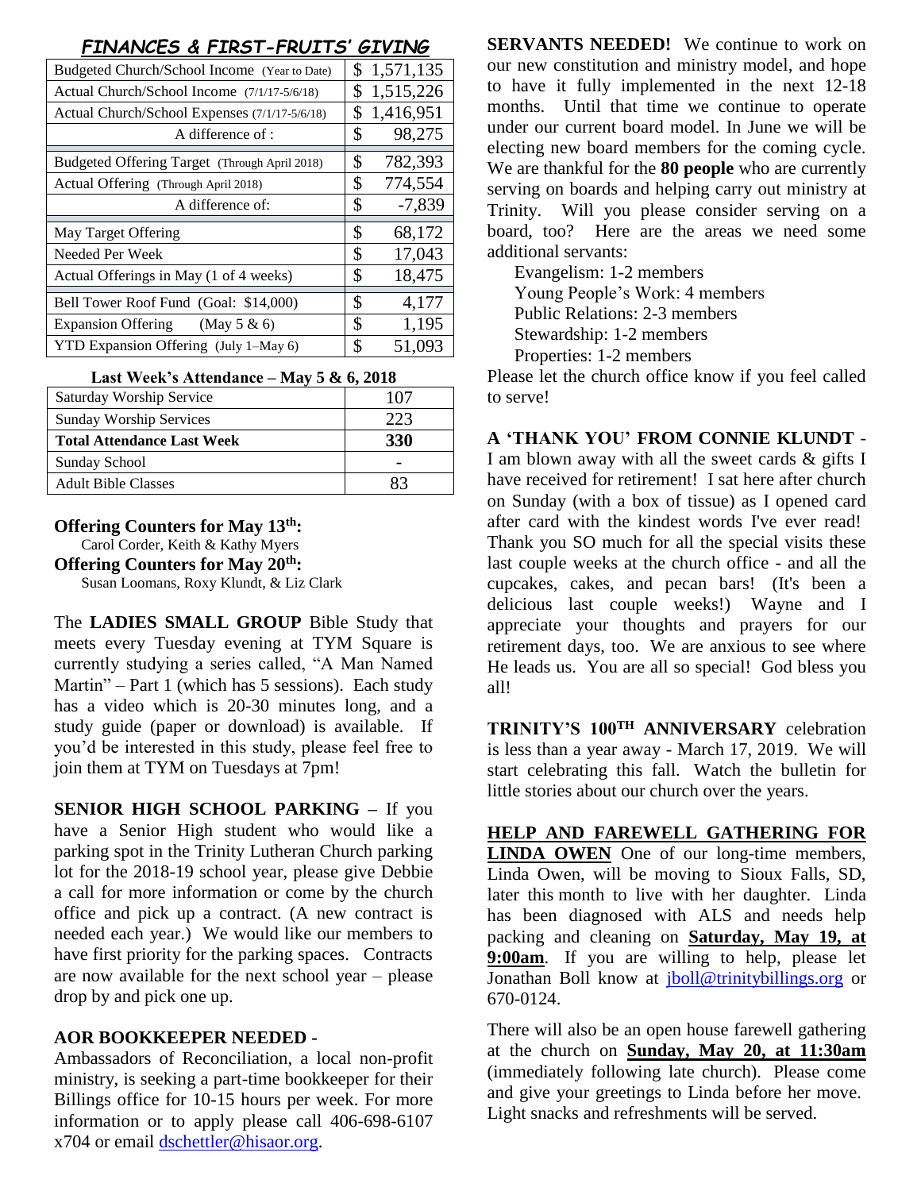## FINANCES & FIRST-FRUITS' GIVING

| | |
|---|---|
| Budgeted Church/School Income (Year to Date) | $ 1,571,135 |
| Actual Church/School Income (7/1/17-5/6/18) | $ 1,515,226 |
| Actual Church/School Expenses (7/1/17-5/6/18) | $ 1,416,951 |
| A difference of : | $ 98,275 |
| Budgeted Offering Target (Through April 2018) | $ 782,393 |
| Actual Offering (Through April 2018) | $ 774,554 |
| A difference of: | $ -7,839 |
| May Target Offering | $ 68,172 |
| Needed Per Week | $ 17,043 |
| Actual Offerings in May (1 of 4 weeks) | $ 18,475 |
| Bell Tower Roof Fund (Goal: $14,000) | $ 4,177 |
| Expansion Offering (May 5 & 6) | $ 1,195 |
| YTD Expansion Offering (July 1–May 6) | $ 51,093 |

**Last Week's Attendance – May 5 & 6, 2018**

| | |
|---|---|
| Saturday Worship Service | 107 |
| Sunday Worship Services | 223 |
| **Total Attendance Last Week** | **330** |
| Sunday School | - |
| Adult Bible Classes | 83 |

**Offering Counters for May 13th:**
Carol Corder, Keith & Kathy Myers
**Offering Counters for May 20th:**
Susan Loomans, Roxy Klundt, & Liz Clark

The **LADIES SMALL GROUP** Bible Study that meets every Tuesday evening at TYM Square is currently studying a series called, "A Man Named Martin" – Part 1 (which has 5 sessions). Each study has a video which is 20-30 minutes long, and a study guide (paper or download) is available. If you'd be interested in this study, please feel free to join them at TYM on Tuesdays at 7pm!

**SENIOR HIGH SCHOOL PARKING –** If you have a Senior High student who would like a parking spot in the Trinity Lutheran Church parking lot for the 2018-19 school year, please give Debbie a call for more information or come by the church office and pick up a contract. (A new contract is needed each year.) We would like our members to have first priority for the parking spaces. Contracts are now available for the next school year – please drop by and pick one up.

**AOR BOOKKEEPER NEEDED -**
Ambassadors of Reconciliation, a local non-profit ministry, is seeking a part-time bookkeeper for their Billings office for 10-15 hours per week. For more information or to apply please call 406-698-6107 x704 or email dschettler@hisaor.org.

**SERVANTS NEEDED!** We continue to work on our new constitution and ministry model, and hope to have it fully implemented in the next 12-18 months. Until that time we continue to operate under our current board model. In June we will be electing new board members for the coming cycle. We are thankful for the **80 people** who are currently serving on boards and helping carry out ministry at Trinity. Will you please consider serving on a board, too? Here are the areas we need some additional servants:

Evangelism: 1-2 members
Young People's Work: 4 members
Public Relations: 2-3 members
Stewardship: 1-2 members
Properties: 1-2 members

Please let the church office know if you feel called to serve!

**A 'THANK YOU' FROM CONNIE KLUNDT** - I am blown away with all the sweet cards & gifts I have received for retirement! I sat here after church on Sunday (with a box of tissue) as I opened card after card with the kindest words I've ever read! Thank you SO much for all the special visits these last couple weeks at the church office - and all the cupcakes, cakes, and pecan bars! (It's been a delicious last couple weeks!) Wayne and I appreciate your thoughts and prayers for our retirement days, too. We are anxious to see where He leads us. You are all so special! God bless you all!

**TRINITY'S 100TH ANNIVERSARY** celebration is less than a year away - March 17, 2019. We will start celebrating this fall. Watch the bulletin for little stories about our church over the years.

**HELP AND FAREWELL GATHERING FOR LINDA OWEN** One of our long-time members, Linda Owen, will be moving to Sioux Falls, SD, later this month to live with her daughter. Linda has been diagnosed with ALS and needs help packing and cleaning on **Saturday, May 19, at 9:00am**. If you are willing to help, please let Jonathan Boll know at jboll@trinitybillings.org or 670-0124.

There will also be an open house farewell gathering at the church on **Sunday, May 20, at 11:30am** (immediately following late church). Please come and give your greetings to Linda before her move. Light snacks and refreshments will be served.